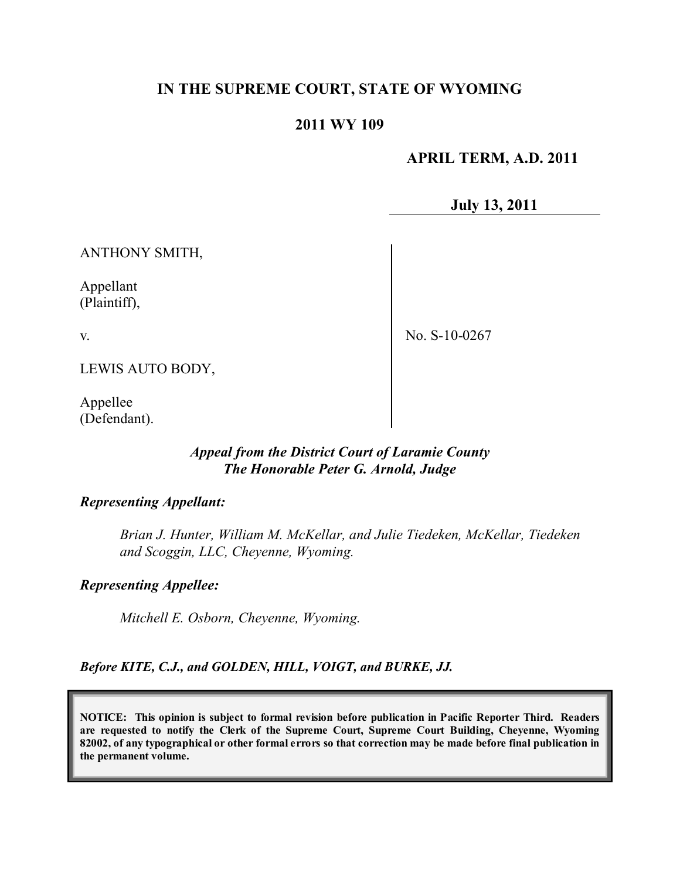# IN THE SUPREME COURT, STATE OF WYOMING

## 2011 WY 109

**APRIL TERM, A.D. 2011**

**July 13, 2011**

ANTHONY SMITH,

Appellant
(Plaintiff),

v.

LEWIS AUTO BODY,

Appellee
(Defendant).

No. S-10-0267

***Appeal from the District Court of Laramie County***
***The Honorable Peter G. Arnold, Judge***

***Representing Appellant:***

*Brian J. Hunter, William M. McKellar, and Julie Tiedeken, McKellar, Tiedeken and Scoggin, LLC, Cheyenne, Wyoming.*

***Representing Appellee:***

*Mitchell E. Osborn, Cheyenne, Wyoming.*

***Before KITE, C.J., and GOLDEN, HILL, VOIGT, and BURKE, JJ.***

**NOTICE: This opinion is subject to formal revision before publication in Pacific Reporter Third. Readers are requested to notify the Clerk of the Supreme Court, Supreme Court Building, Cheyenne, Wyoming 82002, of any typographical or other formal errors so that correction may be made before final publication in the permanent volume.**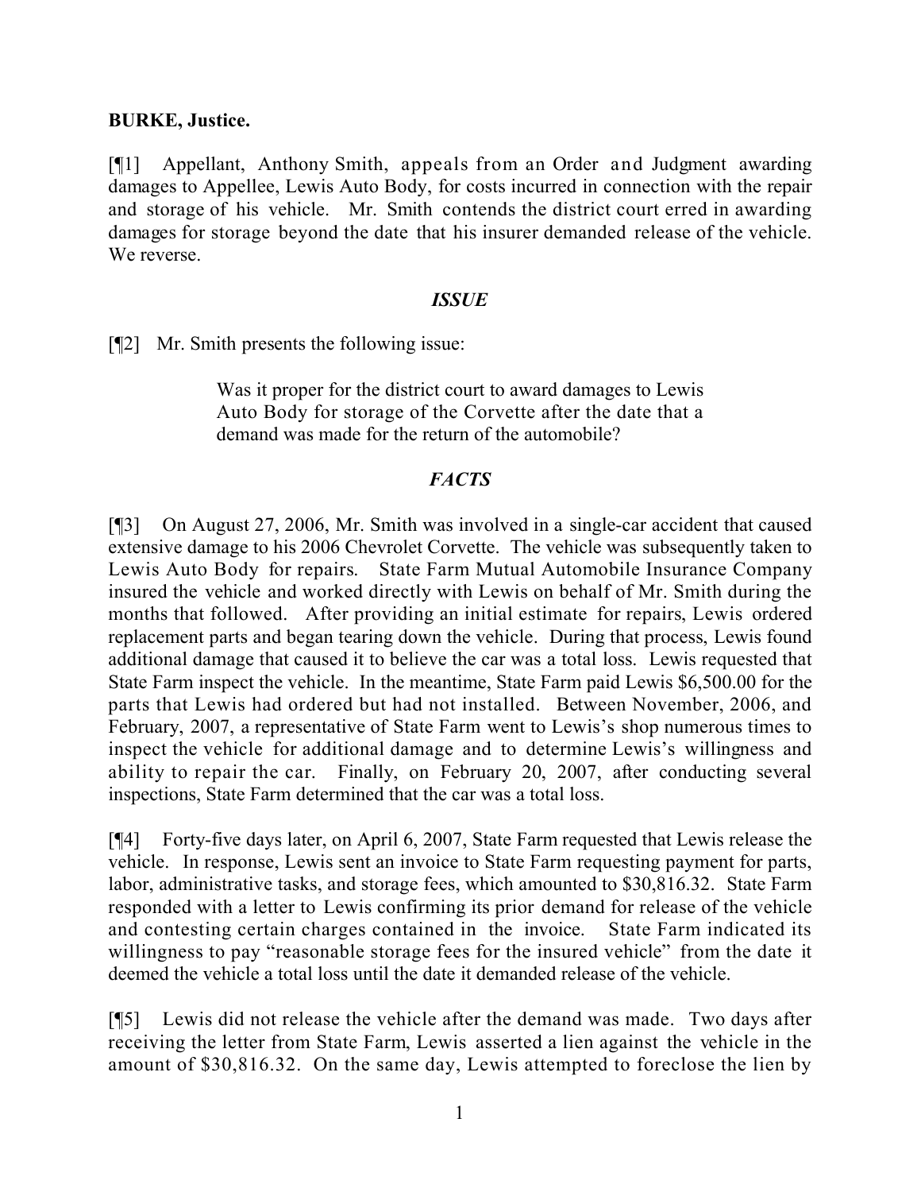**BURKE, Justice.**

[¶1] Appellant, Anthony Smith, appeals from an Order and Judgment awarding damages to Appellee, Lewis Auto Body, for costs incurred in connection with the repair and storage of his vehicle. Mr. Smith contends the district court erred in awarding damages for storage beyond the date that his insurer demanded release of the vehicle. We reverse.

### *ISSUE*

[¶2] Mr. Smith presents the following issue:

> Was it proper for the district court to award damages to Lewis Auto Body for storage of the Corvette after the date that a demand was made for the return of the automobile?

### *FACTS*

[¶3] On August 27, 2006, Mr. Smith was involved in a single-car accident that caused extensive damage to his 2006 Chevrolet Corvette. The vehicle was subsequently taken to Lewis Auto Body for repairs. State Farm Mutual Automobile Insurance Company insured the vehicle and worked directly with Lewis on behalf of Mr. Smith during the months that followed. After providing an initial estimate for repairs, Lewis ordered replacement parts and began tearing down the vehicle. During that process, Lewis found additional damage that caused it to believe the car was a total loss. Lewis requested that State Farm inspect the vehicle. In the meantime, State Farm paid Lewis $6,500.00 for the parts that Lewis had ordered but had not installed. Between November, 2006, and February, 2007, a representative of State Farm went to Lewis's shop numerous times to inspect the vehicle for additional damage and to determine Lewis's willingness and ability to repair the car. Finally, on February 20, 2007, after conducting several inspections, State Farm determined that the car was a total loss.

[¶4] Forty-five days later, on April 6, 2007, State Farm requested that Lewis release the vehicle. In response, Lewis sent an invoice to State Farm requesting payment for parts, labor, administrative tasks, and storage fees, which amounted to $30,816.32. State Farm responded with a letter to Lewis confirming its prior demand for release of the vehicle and contesting certain charges contained in the invoice. State Farm indicated its willingness to pay "reasonable storage fees for the insured vehicle" from the date it deemed the vehicle a total loss until the date it demanded release of the vehicle.

[¶5] Lewis did not release the vehicle after the demand was made. Two days after receiving the letter from State Farm, Lewis asserted a lien against the vehicle in the amount of $30,816.32. On the same day, Lewis attempted to foreclose the lien by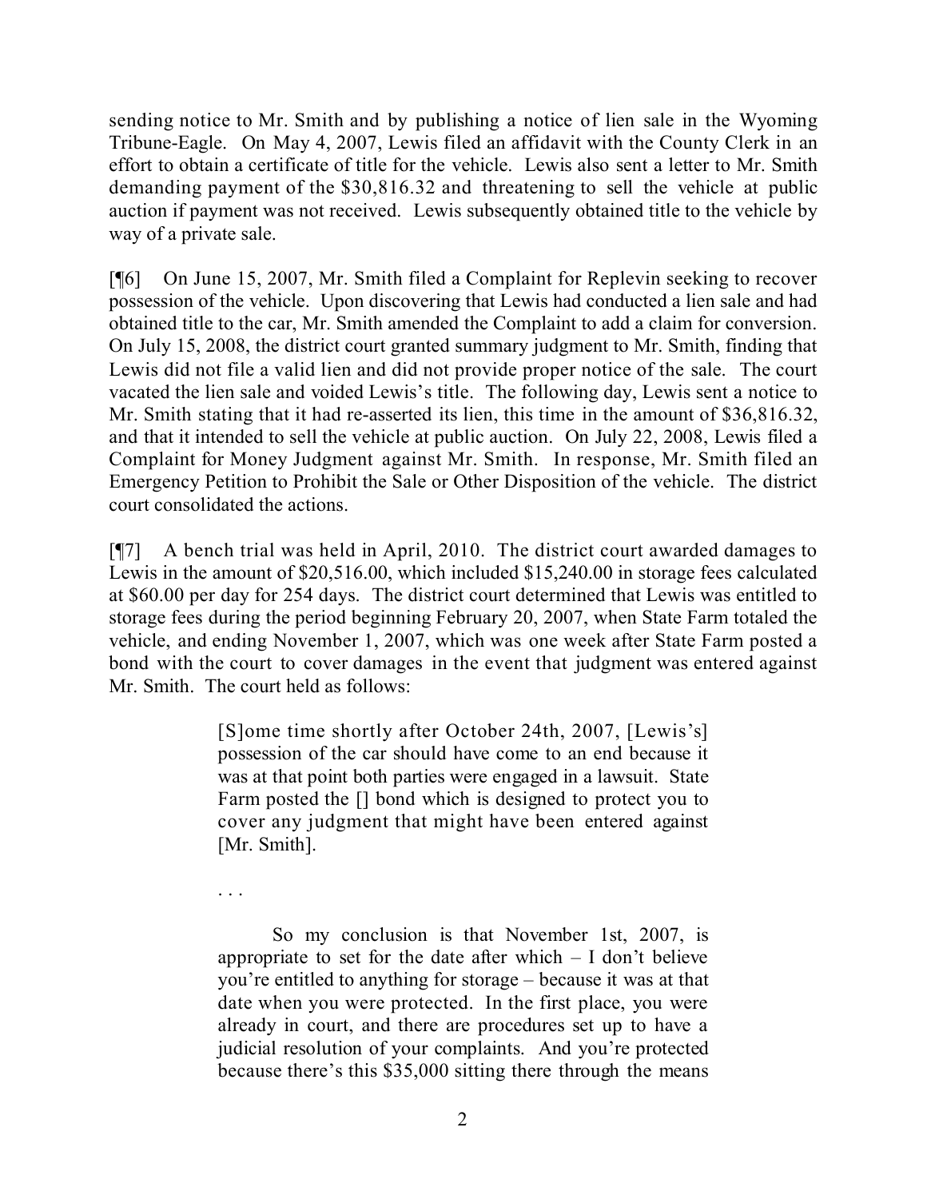sending notice to Mr. Smith and by publishing a notice of lien sale in the Wyoming Tribune-Eagle. On May 4, 2007, Lewis filed an affidavit with the County Clerk in an effort to obtain a certificate of title for the vehicle. Lewis also sent a letter to Mr. Smith demanding payment of the $30,816.32 and threatening to sell the vehicle at public auction if payment was not received. Lewis subsequently obtained title to the vehicle by way of a private sale.

[¶6] On June 15, 2007, Mr. Smith filed a Complaint for Replevin seeking to recover possession of the vehicle. Upon discovering that Lewis had conducted a lien sale and had obtained title to the car, Mr. Smith amended the Complaint to add a claim for conversion. On July 15, 2008, the district court granted summary judgment to Mr. Smith, finding that Lewis did not file a valid lien and did not provide proper notice of the sale. The court vacated the lien sale and voided Lewis's title. The following day, Lewis sent a notice to Mr. Smith stating that it had re-asserted its lien, this time in the amount of $36,816.32, and that it intended to sell the vehicle at public auction. On July 22, 2008, Lewis filed a Complaint for Money Judgment against Mr. Smith. In response, Mr. Smith filed an Emergency Petition to Prohibit the Sale or Other Disposition of the vehicle. The district court consolidated the actions.

[¶7] A bench trial was held in April, 2010. The district court awarded damages to Lewis in the amount of $20,516.00, which included $15,240.00 in storage fees calculated at $60.00 per day for 254 days. The district court determined that Lewis was entitled to storage fees during the period beginning February 20, 2007, when State Farm totaled the vehicle, and ending November 1, 2007, which was one week after State Farm posted a bond with the court to cover damages in the event that judgment was entered against Mr. Smith. The court held as follows:

> [S]ome time shortly after October 24th, 2007, [Lewis's] possession of the car should have come to an end because it was at that point both parties were engaged in a lawsuit. State Farm posted the [] bond which is designed to protect you to cover any judgment that might have been entered against [Mr. Smith].
>
> . . .
>
> So my conclusion is that November 1st, 2007, is appropriate to set for the date after which – I don't believe you're entitled to anything for storage – because it was at that date when you were protected. In the first place, you were already in court, and there are procedures set up to have a judicial resolution of your complaints. And you're protected because there's this $35,000 sitting there through the means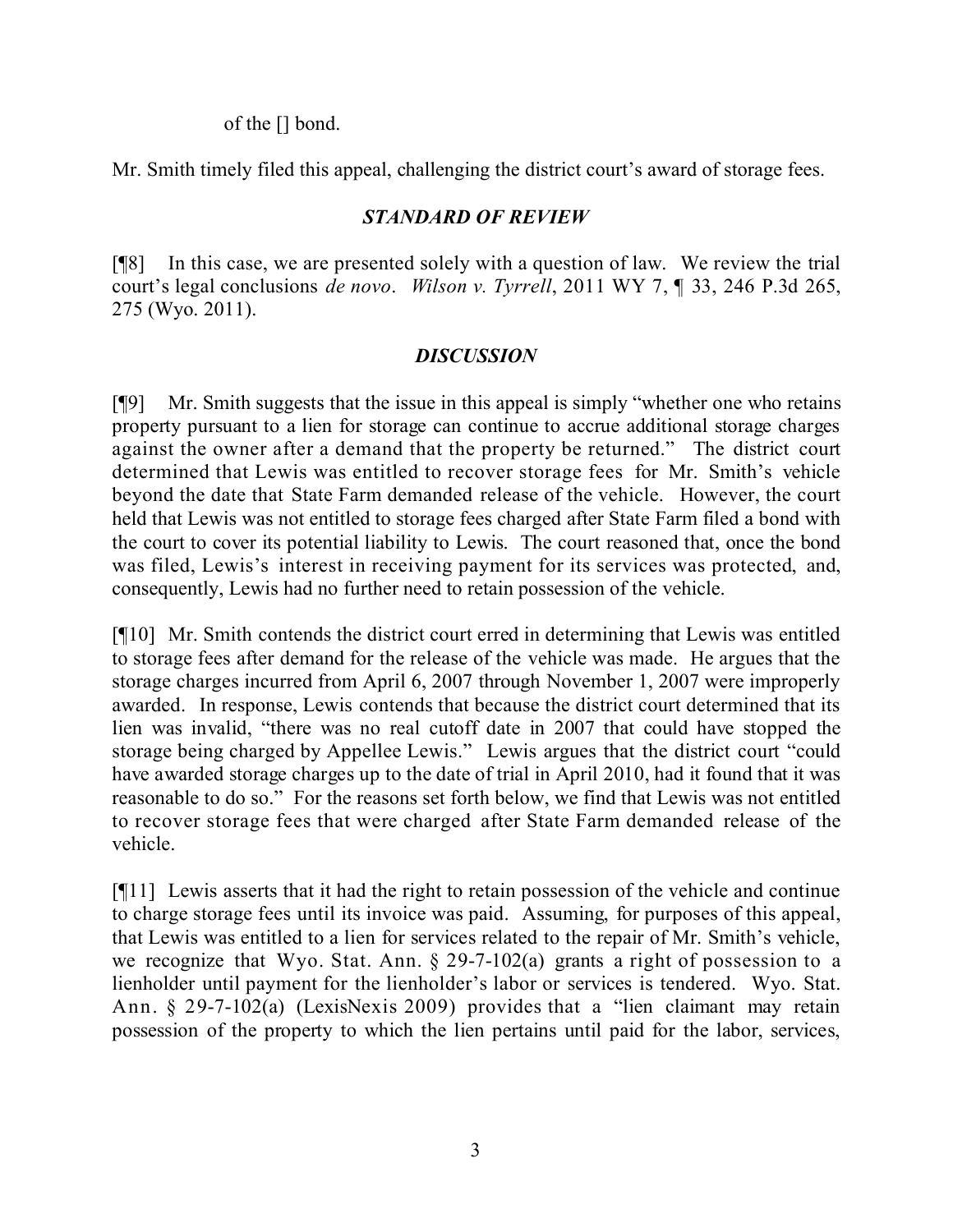of the [] bond.

Mr. Smith timely filed this appeal, challenging the district court's award of storage fees.

### *STANDARD OF REVIEW*

[¶8] In this case, we are presented solely with a question of law. We review the trial court's legal conclusions *de novo*. *Wilson v. Tyrrell*, 2011 WY 7, ¶ 33, 246 P.3d 265, 275 (Wyo. 2011).

### *DISCUSSION*

[¶9] Mr. Smith suggests that the issue in this appeal is simply "whether one who retains property pursuant to a lien for storage can continue to accrue additional storage charges against the owner after a demand that the property be returned." The district court determined that Lewis was entitled to recover storage fees for Mr. Smith's vehicle beyond the date that State Farm demanded release of the vehicle. However, the court held that Lewis was not entitled to storage fees charged after State Farm filed a bond with the court to cover its potential liability to Lewis. The court reasoned that, once the bond was filed, Lewis's interest in receiving payment for its services was protected, and, consequently, Lewis had no further need to retain possession of the vehicle.

[¶10] Mr. Smith contends the district court erred in determining that Lewis was entitled to storage fees after demand for the release of the vehicle was made. He argues that the storage charges incurred from April 6, 2007 through November 1, 2007 were improperly awarded. In response, Lewis contends that because the district court determined that its lien was invalid, "there was no real cutoff date in 2007 that could have stopped the storage being charged by Appellee Lewis." Lewis argues that the district court "could have awarded storage charges up to the date of trial in April 2010, had it found that it was reasonable to do so." For the reasons set forth below, we find that Lewis was not entitled to recover storage fees that were charged after State Farm demanded release of the vehicle.

[¶11] Lewis asserts that it had the right to retain possession of the vehicle and continue to charge storage fees until its invoice was paid. Assuming, for purposes of this appeal, that Lewis was entitled to a lien for services related to the repair of Mr. Smith's vehicle, we recognize that Wyo. Stat. Ann. § 29-7-102(a) grants a right of possession to a lienholder until payment for the lienholder's labor or services is tendered. Wyo. Stat. Ann. § 29-7-102(a) (LexisNexis 2009) provides that a "lien claimant may retain possession of the property to which the lien pertains until paid for the labor, services,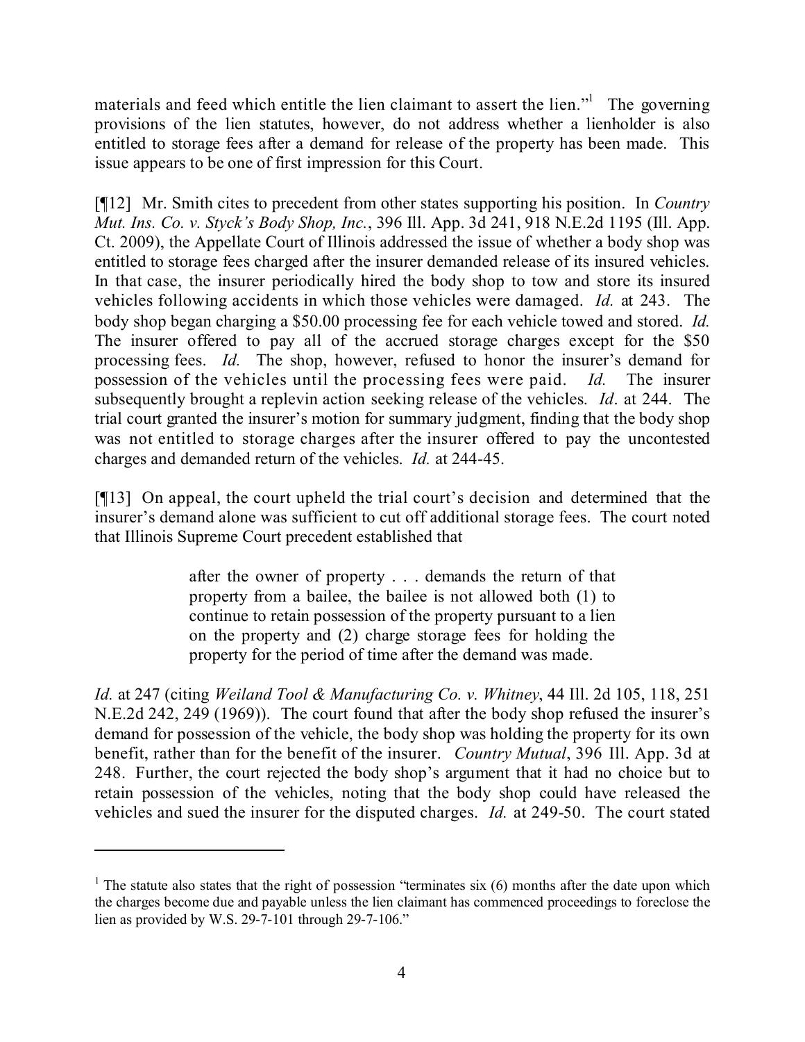materials and feed which entitle the lien claimant to assert the lien."[1] The governing provisions of the lien statutes, however, do not address whether a lienholder is also entitled to storage fees after a demand for release of the property has been made. This issue appears to be one of first impression for this Court.

[¶12] Mr. Smith cites to precedent from other states supporting his position. In *Country Mut. Ins. Co. v. Styck's Body Shop, Inc.*, 396 Ill. App. 3d 241, 918 N.E.2d 1195 (Ill. App. Ct. 2009), the Appellate Court of Illinois addressed the issue of whether a body shop was entitled to storage fees charged after the insurer demanded release of its insured vehicles. In that case, the insurer periodically hired the body shop to tow and store its insured vehicles following accidents in which those vehicles were damaged. *Id.* at 243. The body shop began charging a $50.00 processing fee for each vehicle towed and stored. *Id.* The insurer offered to pay all of the accrued storage charges except for the $50 processing fees. *Id.* The shop, however, refused to honor the insurer's demand for possession of the vehicles until the processing fees were paid. *Id.* The insurer subsequently brought a replevin action seeking release of the vehicles. *Id*. at 244. The trial court granted the insurer's motion for summary judgment, finding that the body shop was not entitled to storage charges after the insurer offered to pay the uncontested charges and demanded return of the vehicles. *Id.* at 244-45.

[¶13] On appeal, the court upheld the trial court's decision and determined that the insurer's demand alone was sufficient to cut off additional storage fees. The court noted that Illinois Supreme Court precedent established that

> after the owner of property . . . demands the return of that property from a bailee, the bailee is not allowed both (1) to continue to retain possession of the property pursuant to a lien on the property and (2) charge storage fees for holding the property for the period of time after the demand was made.

*Id.* at 247 (citing *Weiland Tool & Manufacturing Co. v. Whitney*, 44 Ill. 2d 105, 118, 251 N.E.2d 242, 249 (1969)). The court found that after the body shop refused the insurer's demand for possession of the vehicle, the body shop was holding the property for its own benefit, rather than for the benefit of the insurer. *Country Mutual*, 396 Ill. App. 3d at 248. Further, the court rejected the body shop's argument that it had no choice but to retain possession of the vehicles, noting that the body shop could have released the vehicles and sued the insurer for the disputed charges. *Id.* at 249-50. The court stated

---

[1] The statute also states that the right of possession "terminates six (6) months after the date upon which the charges become due and payable unless the lien claimant has commenced proceedings to foreclose the lien as provided by W.S. 29-7-101 through 29-7-106."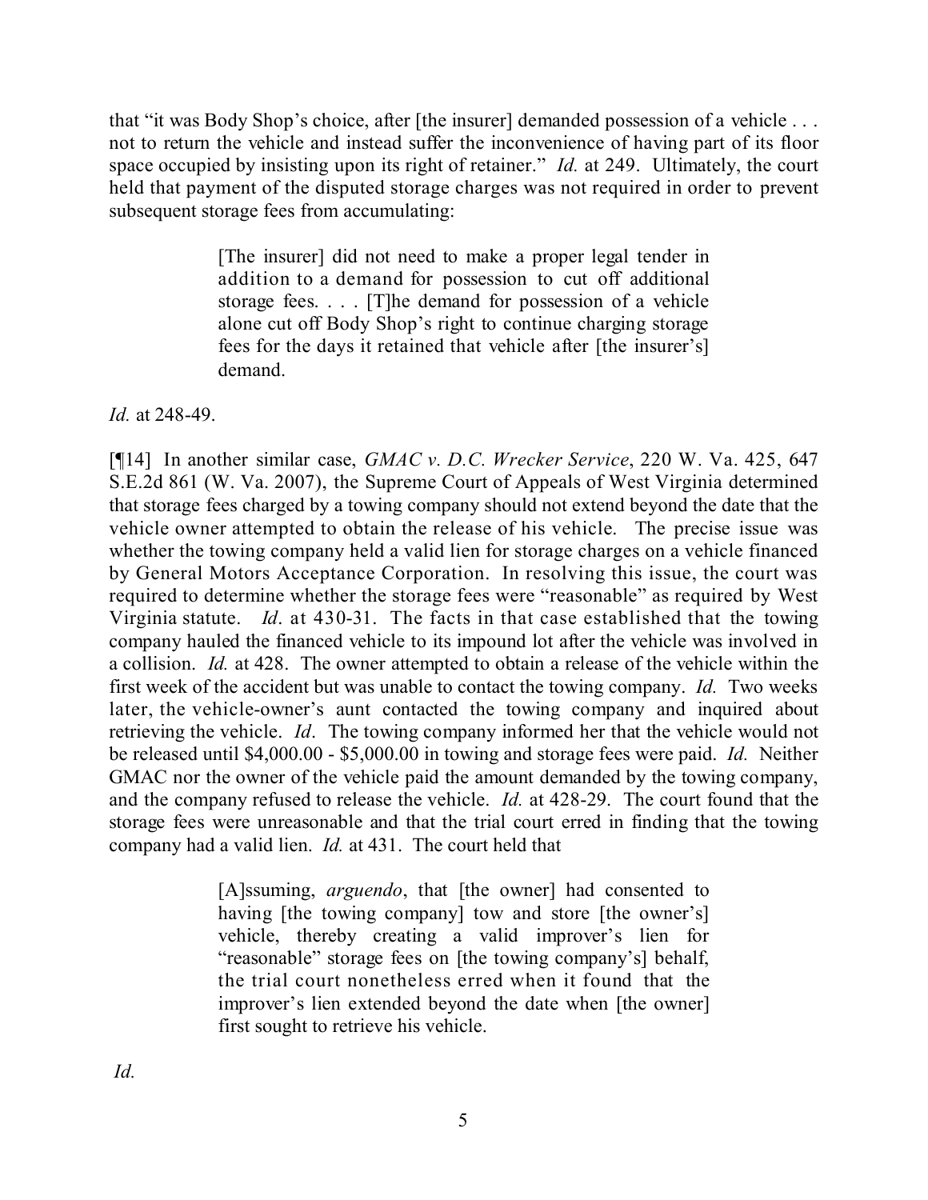that "it was Body Shop's choice, after [the insurer] demanded possession of a vehicle . . . not to return the vehicle and instead suffer the inconvenience of having part of its floor space occupied by insisting upon its right of retainer." *Id.* at 249. Ultimately, the court held that payment of the disputed storage charges was not required in order to prevent subsequent storage fees from accumulating:

> [The insurer] did not need to make a proper legal tender in addition to a demand for possession to cut off additional storage fees. . . . [T]he demand for possession of a vehicle alone cut off Body Shop's right to continue charging storage fees for the days it retained that vehicle after [the insurer's] demand.

*Id.* at 248-49.

[¶14] In another similar case, *GMAC v. D.C. Wrecker Service*, 220 W. Va. 425, 647 S.E.2d 861 (W. Va. 2007), the Supreme Court of Appeals of West Virginia determined that storage fees charged by a towing company should not extend beyond the date that the vehicle owner attempted to obtain the release of his vehicle. The precise issue was whether the towing company held a valid lien for storage charges on a vehicle financed by General Motors Acceptance Corporation. In resolving this issue, the court was required to determine whether the storage fees were "reasonable" as required by West Virginia statute. *Id*. at 430-31. The facts in that case established that the towing company hauled the financed vehicle to its impound lot after the vehicle was involved in a collision. *Id.* at 428. The owner attempted to obtain a release of the vehicle within the first week of the accident but was unable to contact the towing company. *Id.* Two weeks later, the vehicle-owner's aunt contacted the towing company and inquired about retrieving the vehicle. *Id*. The towing company informed her that the vehicle would not be released until $4,000.00 - $5,000.00 in towing and storage fees were paid. *Id.* Neither GMAC nor the owner of the vehicle paid the amount demanded by the towing company, and the company refused to release the vehicle. *Id.* at 428-29. The court found that the storage fees were unreasonable and that the trial court erred in finding that the towing company had a valid lien. *Id.* at 431. The court held that

> [A]ssuming, *arguendo*, that [the owner] had consented to having [the towing company] tow and store [the owner's] vehicle, thereby creating a valid improver's lien for "reasonable" storage fees on [the towing company's] behalf, the trial court nonetheless erred when it found that the improver's lien extended beyond the date when [the owner] first sought to retrieve his vehicle.

*Id.*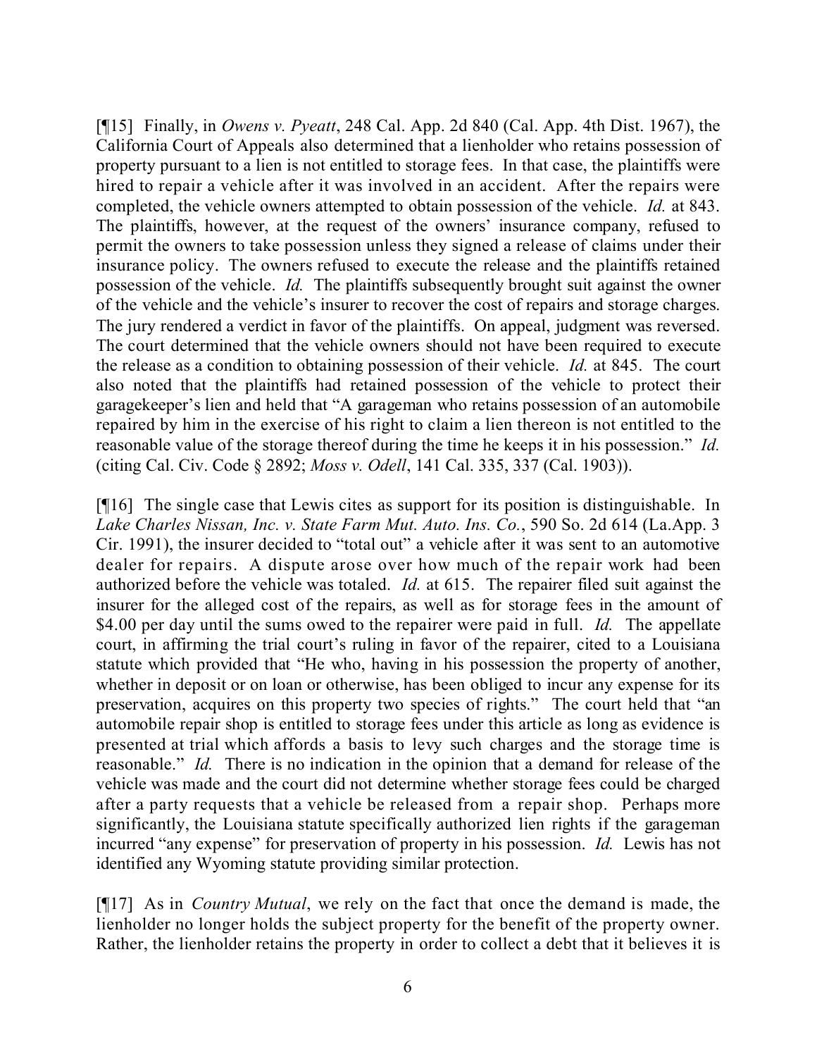[¶15] Finally, in *Owens v. Pyeatt*, 248 Cal. App. 2d 840 (Cal. App. 4th Dist. 1967), the California Court of Appeals also determined that a lienholder who retains possession of property pursuant to a lien is not entitled to storage fees. In that case, the plaintiffs were hired to repair a vehicle after it was involved in an accident. After the repairs were completed, the vehicle owners attempted to obtain possession of the vehicle. *Id.* at 843. The plaintiffs, however, at the request of the owners' insurance company, refused to permit the owners to take possession unless they signed a release of claims under their insurance policy. The owners refused to execute the release and the plaintiffs retained possession of the vehicle. *Id.* The plaintiffs subsequently brought suit against the owner of the vehicle and the vehicle's insurer to recover the cost of repairs and storage charges. The jury rendered a verdict in favor of the plaintiffs. On appeal, judgment was reversed. The court determined that the vehicle owners should not have been required to execute the release as a condition to obtaining possession of their vehicle. *Id.* at 845. The court also noted that the plaintiffs had retained possession of the vehicle to protect their garagekeeper's lien and held that "A garageman who retains possession of an automobile repaired by him in the exercise of his right to claim a lien thereon is not entitled to the reasonable value of the storage thereof during the time he keeps it in his possession." *Id.* (citing Cal. Civ. Code § 2892; *Moss v. Odell*, 141 Cal. 335, 337 (Cal. 1903)).

[¶16] The single case that Lewis cites as support for its position is distinguishable. In *Lake Charles Nissan, Inc. v. State Farm Mut. Auto. Ins. Co.*, 590 So. 2d 614 (La.App. 3 Cir. 1991), the insurer decided to "total out" a vehicle after it was sent to an automotive dealer for repairs. A dispute arose over how much of the repair work had been authorized before the vehicle was totaled. *Id.* at 615. The repairer filed suit against the insurer for the alleged cost of the repairs, as well as for storage fees in the amount of \$4.00 per day until the sums owed to the repairer were paid in full. *Id.* The appellate court, in affirming the trial court's ruling in favor of the repairer, cited to a Louisiana statute which provided that "He who, having in his possession the property of another, whether in deposit or on loan or otherwise, has been obliged to incur any expense for its preservation, acquires on this property two species of rights." The court held that "an automobile repair shop is entitled to storage fees under this article as long as evidence is presented at trial which affords a basis to levy such charges and the storage time is reasonable." *Id.* There is no indication in the opinion that a demand for release of the vehicle was made and the court did not determine whether storage fees could be charged after a party requests that a vehicle be released from a repair shop. Perhaps more significantly, the Louisiana statute specifically authorized lien rights if the garageman incurred "any expense" for preservation of property in his possession. *Id.* Lewis has not identified any Wyoming statute providing similar protection.

[¶17] As in *Country Mutual*, we rely on the fact that once the demand is made, the lienholder no longer holds the subject property for the benefit of the property owner. Rather, the lienholder retains the property in order to collect a debt that it believes it is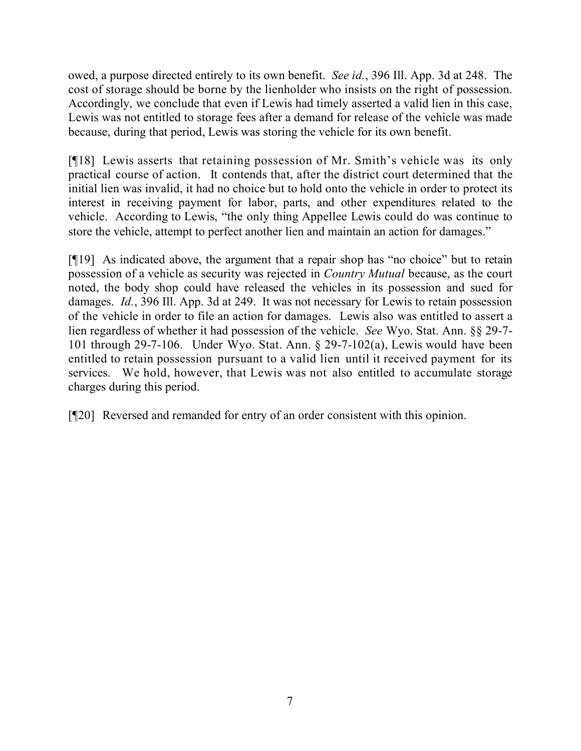owed, a purpose directed entirely to its own benefit. *See id.*, 396 Ill. App. 3d at 248. The cost of storage should be borne by the lienholder who insists on the right of possession. Accordingly, we conclude that even if Lewis had timely asserted a valid lien in this case, Lewis was not entitled to storage fees after a demand for release of the vehicle was made because, during that period, Lewis was storing the vehicle for its own benefit.

[¶18] Lewis asserts that retaining possession of Mr. Smith's vehicle was its only practical course of action. It contends that, after the district court determined that the initial lien was invalid, it had no choice but to hold onto the vehicle in order to protect its interest in receiving payment for labor, parts, and other expenditures related to the vehicle. According to Lewis, "the only thing Appellee Lewis could do was continue to store the vehicle, attempt to perfect another lien and maintain an action for damages."

[¶19] As indicated above, the argument that a repair shop has "no choice" but to retain possession of a vehicle as security was rejected in *Country Mutual* because, as the court noted, the body shop could have released the vehicles in its possession and sued for damages. *Id.*, 396 Ill. App. 3d at 249. It was not necessary for Lewis to retain possession of the vehicle in order to file an action for damages. Lewis also was entitled to assert a lien regardless of whether it had possession of the vehicle. *See* Wyo. Stat. Ann. §§ 29-7-101 through 29-7-106. Under Wyo. Stat. Ann. § 29-7-102(a), Lewis would have been entitled to retain possession pursuant to a valid lien until it received payment for its services. We hold, however, that Lewis was not also entitled to accumulate storage charges during this period.

[¶20] Reversed and remanded for entry of an order consistent with this opinion.